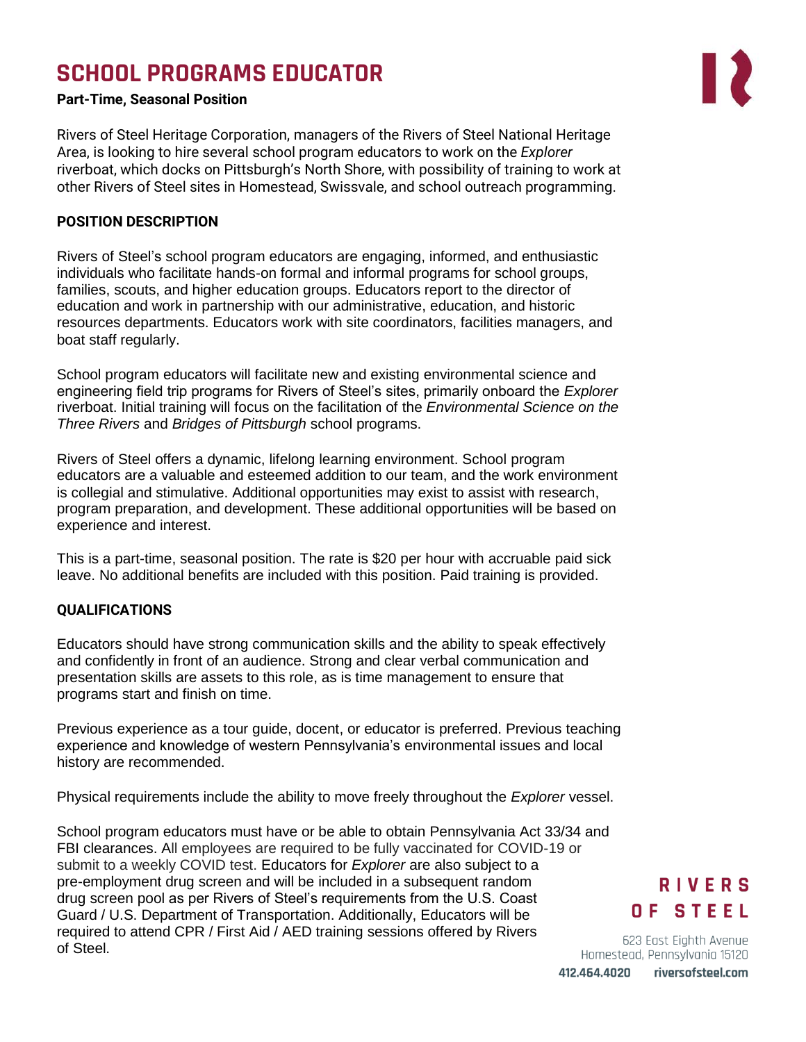# SCHOOL PROGRAMS EDUCATOR

**Part-Time, Seasonal Position**

Rivers of Steel Heritage Corporation, managers of the Rivers of Steel National Heritage Area, is looking to hire several school program educators to work on the *Explorer* riverboat, which docks on Pittsburgh's North Shore, with possibility of training to work at other Rivers of Steel sites in Homestead, Swissvale, and school outreach programming.

## POSITION DESCRIPTION

Rivers of Steel's school program educators are engaging, informed, and enthusiastic individuals who facilitate hands-on formal and informal programs for school groups, families, scouts, and higher education groups. Educators report to the director of education and work in partnership with our administrative, education, and historic resources departments. Educators work with site coordinators, facilities managers, and boat staff regularly.

School program educators will facilitate new and existing environmental science and engineering field trip programs for Rivers of Steel's sites, primarily onboard the *Explorer* riverboat. Initial training will focus on the facilitation of the *Environmental Science on the Three Rivers* and *Bridges of Pittsburgh* school programs.

Rivers of Steel offers a dynamic, lifelong learning environment. School program educators are a valuable and esteemed addition to our team, and the work environment is collegial and stimulative. Additional opportunities may exist to assist with research, program preparation, and development. These additional opportunities will be based on experience and interest.

This is a part-time, seasonal position. The rate is $20 per hour with accruable paid sick leave. No additional benefits are included with this position. Paid training is provided.

## QUALIFICATIONS

Educators should have strong communication skills and the ability to speak effectively and confidently in front of an audience. Strong and clear verbal communication and presentation skills are assets to this role, as is time management to ensure that programs start and finish on time.

Previous experience as a tour guide, docent, or educator is preferred. Previous teaching experience and knowledge of western Pennsylvania's environmental issues and local history are recommended.

Physical requirements include the ability to move freely throughout the *Explorer* vessel.

School program educators must have or be able to obtain Pennsylvania Act 33/34 and FBI clearances. All employees are required to be fully vaccinated for COVID-19 or submit to a weekly COVID test. Educators for *Explorer* are also subject to a pre-employment drug screen and will be included in a subsequent random drug screen pool as per Rivers of Steel's requirements from the U.S. Coast Guard / U.S. Department of Transportation. Additionally, Educators will be required to attend CPR / First Aid / AED training sessions offered by Rivers of Steel.

RIVERS OF STEEL

623 East Eighth Avenue
Homestead, Pennsylvania 15120

412.464.4020 riversofsteel.com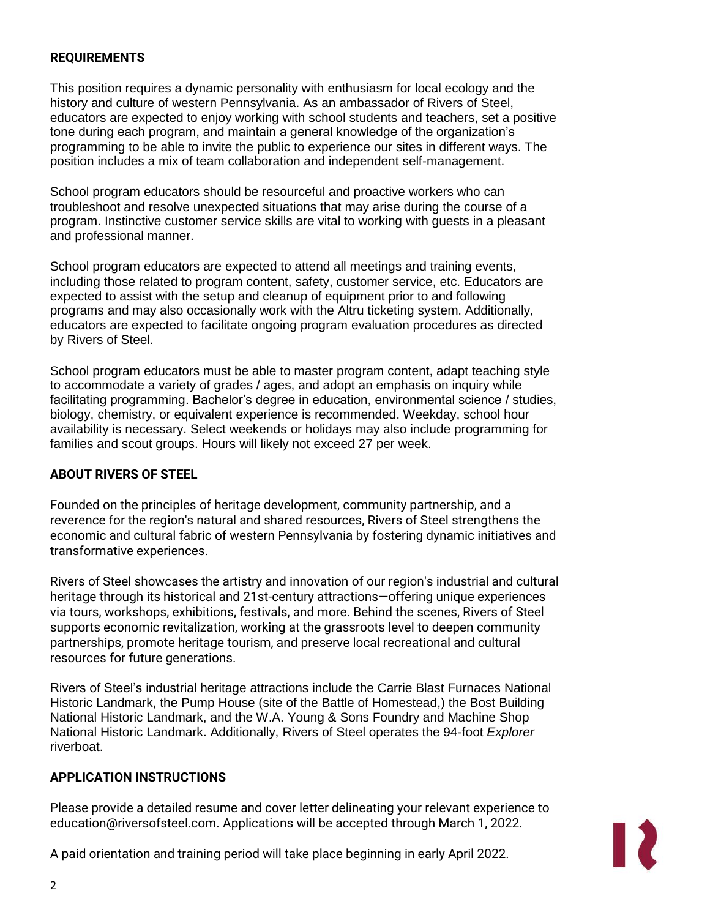**REQUIREMENTS**

This position requires a dynamic personality with enthusiasm for local ecology and the history and culture of western Pennsylvania. As an ambassador of Rivers of Steel, educators are expected to enjoy working with school students and teachers, set a positive tone during each program, and maintain a general knowledge of the organization's programming to be able to invite the public to experience our sites in different ways. The position includes a mix of team collaboration and independent self-management.

School program educators should be resourceful and proactive workers who can troubleshoot and resolve unexpected situations that may arise during the course of a program. Instinctive customer service skills are vital to working with guests in a pleasant and professional manner.

School program educators are expected to attend all meetings and training events, including those related to program content, safety, customer service, etc. Educators are expected to assist with the setup and cleanup of equipment prior to and following programs and may also occasionally work with the Altru ticketing system. Additionally, educators are expected to facilitate ongoing program evaluation procedures as directed by Rivers of Steel.

School program educators must be able to master program content, adapt teaching style to accommodate a variety of grades / ages, and adopt an emphasis on inquiry while facilitating programming. Bachelor's degree in education, environmental science / studies, biology, chemistry, or equivalent experience is recommended. Weekday, school hour availability is necessary. Select weekends or holidays may also include programming for families and scout groups. Hours will likely not exceed 27 per week.

**ABOUT RIVERS OF STEEL**

Founded on the principles of heritage development, community partnership, and a reverence for the region's natural and shared resources, Rivers of Steel strengthens the economic and cultural fabric of western Pennsylvania by fostering dynamic initiatives and transformative experiences.

Rivers of Steel showcases the artistry and innovation of our region's industrial and cultural heritage through its historical and 21st-century attractions—offering unique experiences via tours, workshops, exhibitions, festivals, and more. Behind the scenes, Rivers of Steel supports economic revitalization, working at the grassroots level to deepen community partnerships, promote heritage tourism, and preserve local recreational and cultural resources for future generations.

Rivers of Steel's industrial heritage attractions include the Carrie Blast Furnaces National Historic Landmark, the Pump House (site of the Battle of Homestead,) the Bost Building National Historic Landmark, and the W.A. Young & Sons Foundry and Machine Shop National Historic Landmark. Additionally, Rivers of Steel operates the 94-foot *Explorer* riverboat.

**APPLICATION INSTRUCTIONS**

Please provide a detailed resume and cover letter delineating your relevant experience to education@riversofsteel.com. Applications will be accepted through March 1, 2022.

A paid orientation and training period will take place beginning in early April 2022.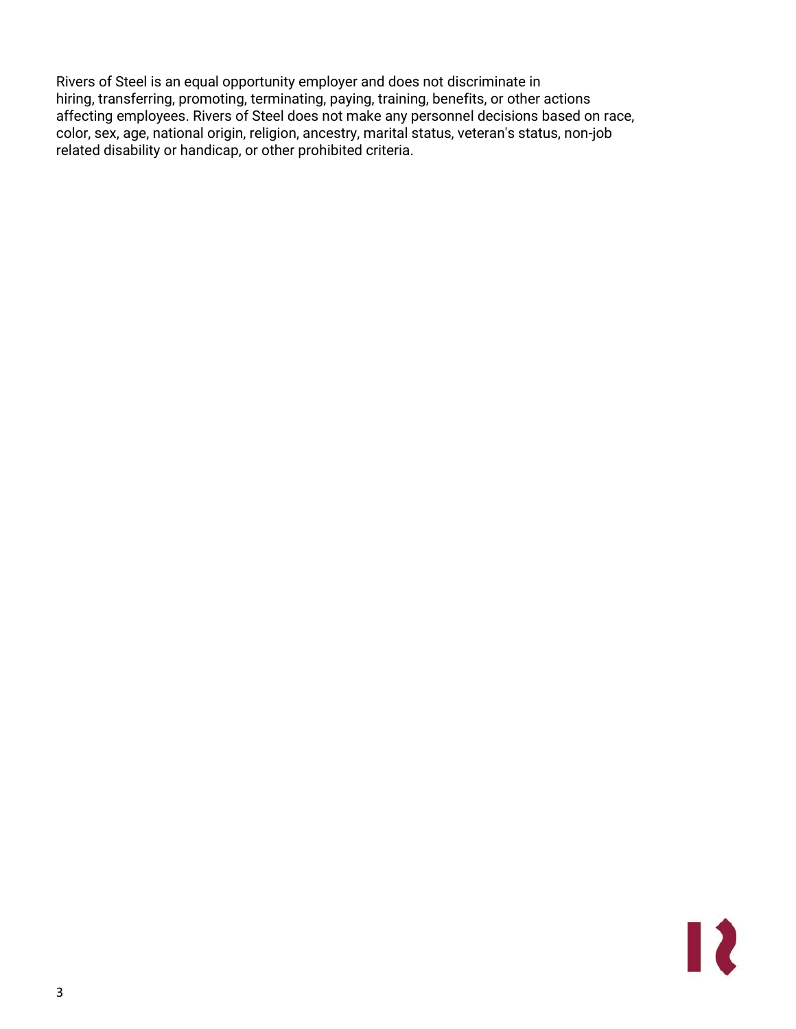Rivers of Steel is an equal opportunity employer and does not discriminate in hiring, transferring, promoting, terminating, paying, training, benefits, or other actions affecting employees. Rivers of Steel does not make any personnel decisions based on race, color, sex, age, national origin, religion, ancestry, marital status, veteran's status, non-job related disability or handicap, or other prohibited criteria.